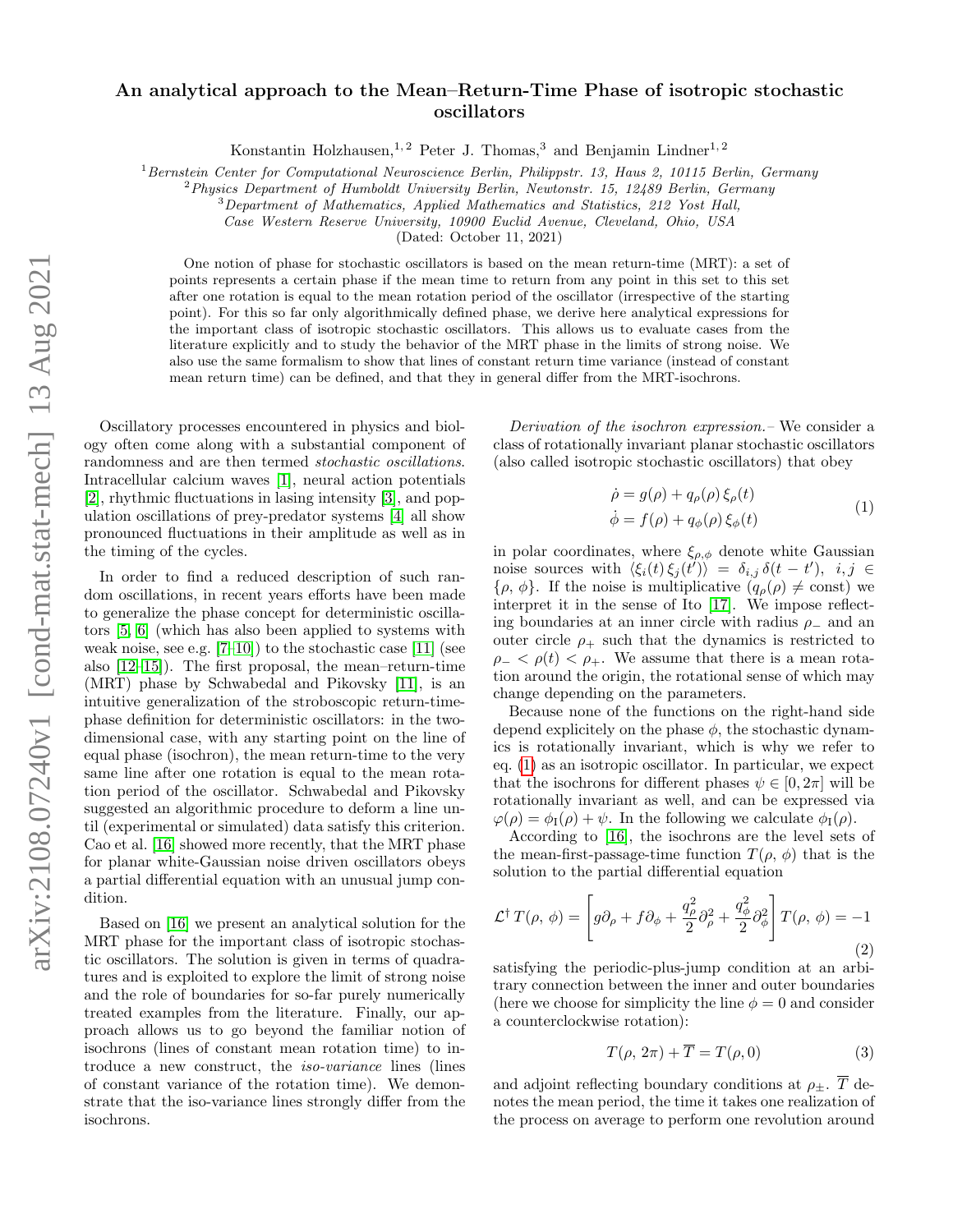# An analytical approach to the Mean–Return-Time Phase of isotropic stochastic oscillators

Konstantin Holzhausen,[1,2] Peter J. Thomas,[3] and Benjamin Lindner[1,2]

[1] *Bernstein Center for Computational Neuroscience Berlin, Philippstr. 13, Haus 2, 10115 Berlin, Germany*
[2] *Physics Department of Humboldt University Berlin, Newtonstr. 15, 12489 Berlin, Germany*
[3] *Department of Mathematics, Applied Mathematics and Statistics, 212 Yost Hall, Case Western Reserve University, 10900 Euclid Avenue, Cleveland, Ohio, USA*

(Dated: October 11, 2021)

One notion of phase for stochastic oscillators is based on the mean return-time (MRT): a set of points represents a certain phase if the mean time to return from any point in this set to this set after one rotation is equal to the mean rotation period of the oscillator (irrespective of the starting point). For this so far only algorithmically defined phase, we derive here analytical expressions for the important class of isotropic stochastic oscillators. This allows us to evaluate cases from the literature explicitly and to study the behavior of the MRT phase in the limits of strong noise. We also use the same formalism to show that lines of constant return time variance (instead of constant mean return time) can be defined, and that they in general differ from the MRT-isochrons.

Oscillatory processes encountered in physics and biology often come along with a substantial component of randomness and are then termed *stochastic oscillations*. Intracellular calcium waves [1], neural action potentials [2], rhythmic fluctuations in lasing intensity [3], and population oscillations of prey-predator systems [4] all show pronounced fluctuations in their amplitude as well as in the timing of the cycles.

In order to find a reduced description of such random oscillations, in recent years efforts have been made to generalize the phase concept for deterministic oscillators [5, 6] (which has also been applied to systems with weak noise, see e.g. [7–10]) to the stochastic case [11] (see also [12–15]). The first proposal, the mean–return-time (MRT) phase by Schwabedal and Pikovsky [11], is an intuitive generalization of the stroboscopic return-time-phase definition for deterministic oscillators: in the two-dimensional case, with any starting point on the line of equal phase (isochron), the mean return-time to the very same line after one rotation is equal to the mean rotation period of the oscillator. Schwabedal and Pikovsky suggested an algorithmic procedure to deform a line until (experimental or simulated) data satisfy this criterion. Cao et al. [16] showed more recently, that the MRT phase for planar white-Gaussian noise driven oscillators obeys a partial differential equation with an unusual jump condition.

Based on [16] we present an analytical solution for the MRT phase for the important class of isotropic stochastic oscillators. The solution is given in terms of quadratures and is exploited to explore the limit of strong noise and the role of boundaries for so-far purely numerically treated examples from the literature. Finally, our approach allows us to go beyond the familiar notion of isochrons (lines of constant mean rotation time) to introduce a new construct, the *iso-variance* lines (lines of constant variance of the rotation time). We demonstrate that the iso-variance lines strongly differ from the isochrons.

*Derivation of the isochron expression.–* We consider a class of rotationally invariant planar stochastic oscillators (also called isotropic stochastic oscillators) that obey

$$\begin{aligned} \dot{\rho} &= g(\rho) + q_\rho(\rho)\,\xi_\rho(t) \\ \dot{\phi} &= f(\rho) + q_\phi(\rho)\,\xi_\phi(t) \end{aligned} \tag{1}$$

in polar coordinates, where $\xi_{\rho,\phi}$ denote white Gaussian noise sources with $\langle \xi_i(t)\,\xi_j(t')\rangle = \delta_{i,j}\,\delta(t-t'),\ i,j \in \{\rho,\phi\}$. If the noise is multiplicative ($q_\rho(\rho) \neq$ const) we interpret it in the sense of Ito [17]. We impose reflecting boundaries at an inner circle with radius $\rho_-$ and an outer circle $\rho_+$ such that the dynamics is restricted to $\rho_- < \rho(t) < \rho_+$. We assume that there is a mean rotation around the origin, the rotational sense of which may change depending on the parameters.

Because none of the functions on the right-hand side depend explicitely on the phase $\phi$, the stochastic dynamics is rotationally invariant, which is why we refer to eq. (1) as an isotropic oscillator. In particular, we expect that the isochrons for different phases $\psi \in [0, 2\pi]$ will be rotationally invariant as well, and can be expressed via $\varphi(\rho) = \phi_{\rm I}(\rho) + \psi$. In the following we calculate $\phi_{\rm I}(\rho)$.

According to [16], the isochrons are the level sets of the mean-first-passage-time function $T(\rho,\,\phi)$ that is the solution to the partial differential equation

$$\mathcal{L}^\dagger\, T(\rho,\,\phi) = \left[ g\partial_\rho + f\partial_\phi + \frac{q_\rho^2}{2}\partial_\rho^2 + \frac{q_\phi^2}{2}\partial_\phi^2 \right] T(\rho,\,\phi) = -1 \tag{2}$$

satisfying the periodic-plus-jump condition at an arbitrary connection between the inner and outer boundaries (here we choose for simplicity the line $\phi = 0$ and consider a counterclockwise rotation):

$$T(\rho,\,2\pi) + \overline{T} = T(\rho, 0) \tag{3}$$

and adjoint reflecting boundary conditions at $\rho_\pm$. $\overline{T}$ denotes the mean period, the time it takes one realization of the process on average to perform one revolution around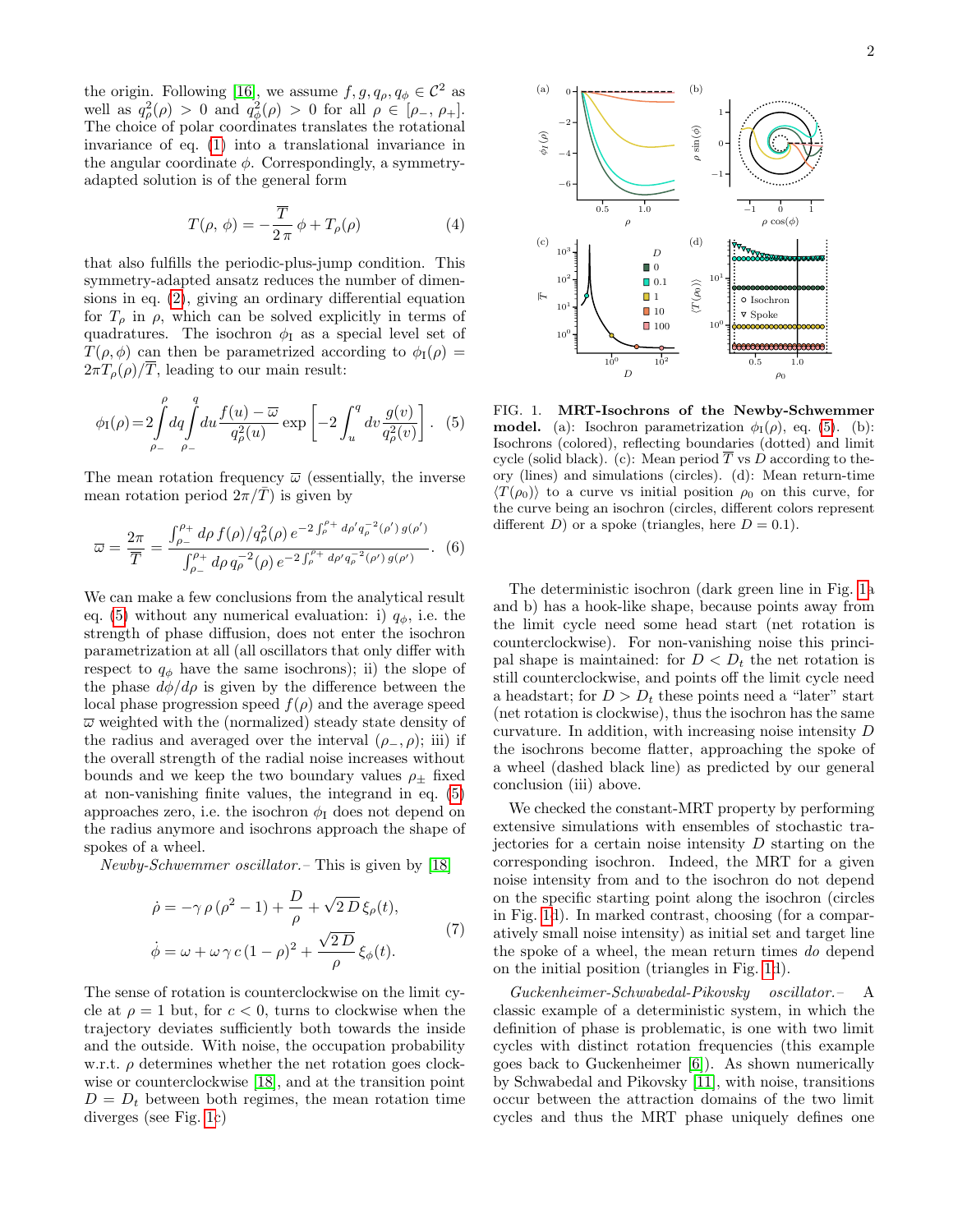the origin. Following [16], we assume $f, g, q_\rho, q_\phi \in \mathcal{C}^2$ as well as $q_\rho^2(\rho) > 0$ and $q_\phi^2(\rho) > 0$ for all $\rho \in [\rho_-, \rho_+]$. The choice of polar coordinates translates the rotational invariance of eq. (1) into a translational invariance in the angular coordinate $\phi$. Correspondingly, a symmetry-adapted solution is of the general form

$$T(\rho, \phi) = -\frac{\overline{T}}{2\pi}\phi + T_\rho(\rho) \tag{4}$$

that also fulfills the periodic-plus-jump condition. This symmetry-adapted ansatz reduces the number of dimensions in eq. (2), giving an ordinary differential equation for $T_\rho$ in $\rho$, which can be solved explicitly in terms of quadratures. The isochron $\phi_\mathrm{I}$ as a special level set of $T(\rho, \phi)$ can then be parametrized according to $\phi_\mathrm{I}(\rho) = 2\pi T_\rho(\rho)/\overline{T}$, leading to our main result:

$$\phi_\mathrm{I}(\rho) = 2\int_{\rho_-}^{\rho} dq \int_{\rho_-}^{q} du \frac{f(u) - \overline{\omega}}{q_\rho^2(u)} \exp\left[-2\int_u^q dv \frac{g(v)}{q_\rho^2(v)}\right]. \tag{5}$$

The mean rotation frequency $\overline{\omega}$ (essentially, the inverse mean rotation period $2\pi/\bar{T}$) is given by

$$\overline{\omega} = \frac{2\pi}{\overline{T}} = \frac{\int_{\rho_-}^{\rho_+} d\rho\, f(\rho)/q_\rho^2(\rho)\, e^{-2\int_\rho^{\rho_+} d\rho' q_\rho^{-2}(\rho')\, g(\rho')}}{\int_{\rho_-}^{\rho_+} d\rho\, q_\rho^{-2}(\rho)\, e^{-2\int_\rho^{\rho_+} d\rho' q_\rho^{-2}(\rho')\, g(\rho')}}. \tag{6}$$

We can make a few conclusions from the analytical result eq. (5) without any numerical evaluation: i) $q_\phi$, i.e. the strength of phase diffusion, does not enter the isochron parametrization at all (all oscillators that only differ with respect to $q_\phi$ have the same isochrons); ii) the slope of the phase $d\phi/d\rho$ is given by the difference between the local phase progression speed $f(\rho)$ and the average speed $\overline{\omega}$ weighted with the (normalized) steady state density of the radius and averaged over the interval $(\rho_-, \rho)$; iii) if the overall strength of the radial noise increases without bounds and we keep the two boundary values $\rho_\pm$ fixed at non-vanishing finite values, the integrand in eq. (5) approaches zero, i.e. the isochron $\phi_\mathrm{I}$ does not depend on the radius anymore and isochrons approach the shape of spokes of a wheel.

*Newby-Schwemmer oscillator.–* This is given by [18]

$$\begin{aligned}
\dot{\rho} &= -\gamma\,\rho\,(\rho^2 - 1) + \frac{D}{\rho} + \sqrt{2\,D}\,\xi_\rho(t), \\
\dot{\phi} &= \omega + \omega\,\gamma\,c\,(1-\rho)^2 + \frac{\sqrt{2\,D}}{\rho}\,\xi_\phi(t).
\end{aligned} \tag{7}$$

The sense of rotation is counterclockwise on the limit cycle at $\rho = 1$ but, for $c < 0$, turns to clockwise when the trajectory deviates sufficiently both towards the inside and the outside. With noise, the occupation probability w.r.t. $\rho$ determines whether the net rotation goes clockwise or counterclockwise [18], and at the transition point $D = D_t$ between both regimes, the mean rotation time diverges (see Fig. 1c)

FIG. 1. **MRT-Isochrons of the Newby-Schwemmer model.** (a): Isochron parametrization $\phi_\mathrm{I}(\rho)$, eq. (5). (b): Isochrons (colored), reflecting boundaries (dotted) and limit cycle (solid black). (c): Mean period $\overline{T}$ vs $D$ according to theory (lines) and simulations (circles). (d): Mean return-time $\langle T(\rho_0)\rangle$ to a curve vs initial position $\rho_0$ on this curve, for the curve being an isochron (circles, different colors represent different $D$) or a spoke (triangles, here $D = 0.1$).

The deterministic isochron (dark green line in Fig. 1a and b) has a hook-like shape, because points away from the limit cycle need some head start (net rotation is counterclockwise). For non-vanishing noise this principal shape is maintained: for $D < D_t$ the net rotation is still counterclockwise, and points off the limit cycle need a headstart; for $D > D_t$ these points need a "later" start (net rotation is clockwise), thus the isochron has the same curvature. In addition, with increasing noise intensity $D$ the isochrons become flatter, approaching the spoke of a wheel (dashed black line) as predicted by our general conclusion (iii) above.

We checked the constant-MRT property by performing extensive simulations with ensembles of stochastic trajectories for a certain noise intensity $D$ starting on the corresponding isochron. Indeed, the MRT for a given noise intensity from and to the isochron do not depend on the specific starting point along the isochron (circles in Fig. 1d). In marked contrast, choosing (for a comparatively small noise intensity) as initial set and target line the spoke of a wheel, the mean return times *do* depend on the initial position (triangles in Fig. 1d).

*Guckenheimer-Schwabedal-Pikovsky oscillator.–* A classic example of a deterministic system, in which the definition of phase is problematic, is one with two limit cycles with distinct rotation frequencies (this example goes back to Guckenheimer [6]). As shown numerically by Schwabedal and Pikovsky [11], with noise, transitions occur between the attraction domains of the two limit cycles and thus the MRT phase uniquely defines one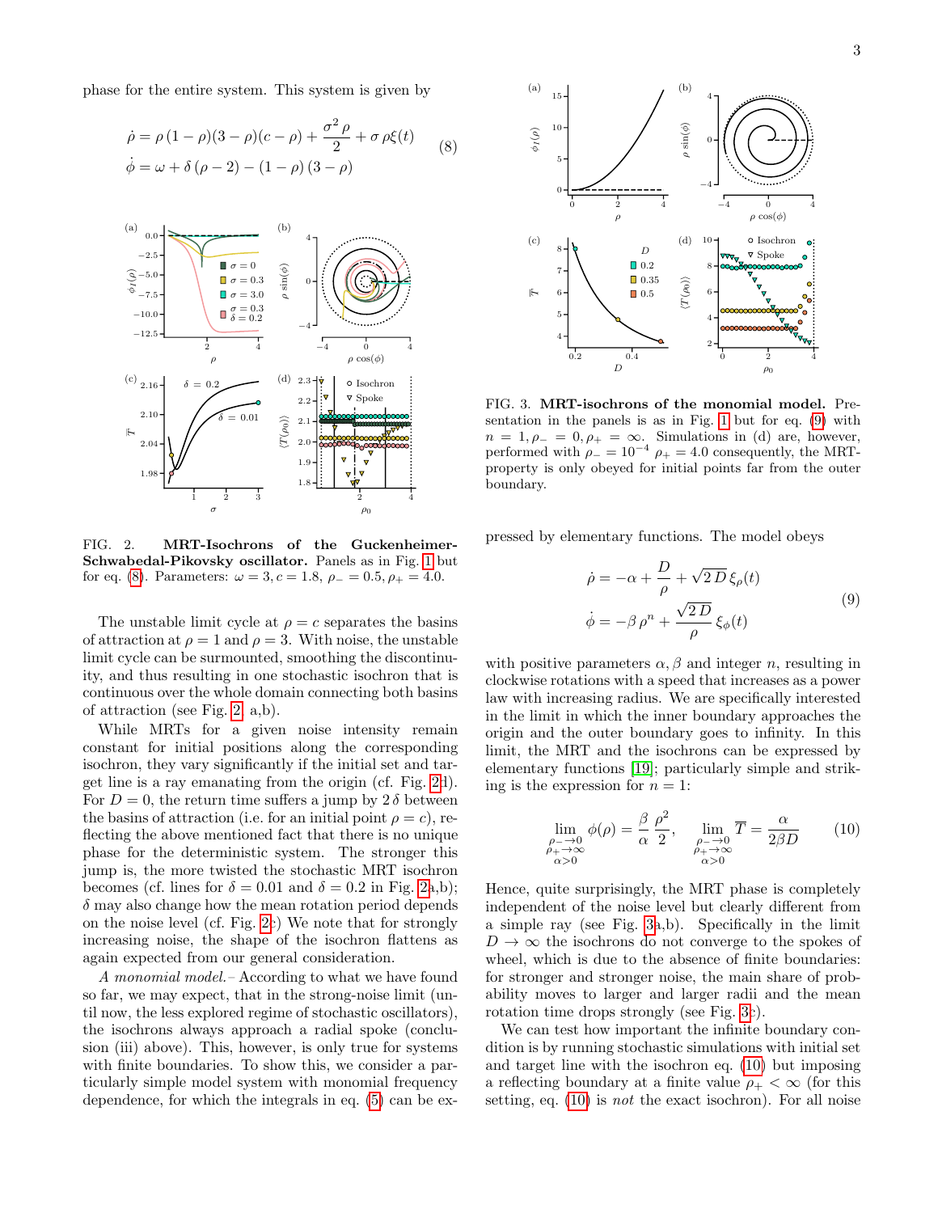phase for the entire system. This system is given by

$$
\begin{aligned}
\dot{\rho} &= \rho\,(1-\rho)(3-\rho)(c-\rho) + \frac{\sigma^2\,\rho}{2} + \sigma\,\rho\xi(t) \\
\dot{\phi} &= \omega + \delta\,(\rho-2) - (1-\rho)\,(3-\rho)
\end{aligned}
\tag{8}
$$

FIG. 2. **MRT-Isochrons of the Guckenheimer-Schwabedal-Pikovsky oscillator.** Panels as in Fig. 1 but for eq. (8). Parameters: $\omega = 3, c = 1.8,\ \rho_- = 0.5, \rho_+ = 4.0$.

The unstable limit cycle at $\rho = c$ separates the basins of attraction at $\rho = 1$ and $\rho = 3$. With noise, the unstable limit cycle can be surmounted, smoothing the discontinuity, and thus resulting in one stochastic isochron that is continuous over the whole domain connecting both basins of attraction (see Fig. 2 a,b).

While MRTs for a given noise intensity remain constant for initial positions along the corresponding isochron, they vary significantly if the initial set and target line is a ray emanating from the origin (cf. Fig. 2d). For $D = 0$, the return time suffers a jump by $2\,\delta$ between the basins of attraction (i.e. for an initial point $\rho = c$), reflecting the above mentioned fact that there is no unique phase for the deterministic system. The stronger this jump is, the more twisted the stochastic MRT isochron becomes (cf. lines for $\delta = 0.01$ and $\delta = 0.2$ in Fig. 2a,b); $\delta$ may also change how the mean rotation period depends on the noise level (cf. Fig. 2c) We note that for strongly increasing noise, the shape of the isochron flattens as again expected from our general consideration.

*A monomial model.–* According to what we have found so far, we may expect, that in the strong-noise limit (until now, the less explored regime of stochastic oscillators), the isochrons always approach a radial spoke (conclusion (iii) above). This, however, is only true for systems with finite boundaries. To show this, we consider a particularly simple model system with monomial frequency dependence, for which the integrals in eq. (5) can be expressed by elementary functions. The model obeys

$$
\begin{aligned}
\dot{\rho} &= -\alpha + \frac{D}{\rho} + \sqrt{2\,D}\,\xi_\rho(t) \\
\dot{\phi} &= -\beta\,\rho^n + \frac{\sqrt{2\,D}}{\rho}\,\xi_\phi(t)
\end{aligned}
\tag{9}
$$

with positive parameters $\alpha, \beta$ and integer $n$, resulting in clockwise rotations with a speed that increases as a power law with increasing radius. We are specifically interested in the limit in which the inner boundary approaches the origin and the outer boundary goes to infinity. In this limit, the MRT and the isochrons can be expressed by elementary functions [19]; particularly simple and striking is the expression for $n = 1$:

$$
\lim_{\substack{\rho_-\to 0\\ \rho_+\to\infty\\ \alpha>0}} \phi(\rho) = \frac{\beta}{\alpha}\,\frac{\rho^2}{2}, \qquad \lim_{\substack{\rho_-\to 0\\ \rho_+\to\infty\\ \alpha>0}} \overline{T} = \frac{\alpha}{2\beta D}
\tag{10}
$$

Hence, quite surprisingly, the MRT phase is completely independent of the noise level but clearly different from a simple ray (see Fig. 3a,b). Specifically in the limit $D \to \infty$ the isochrons do not converge to the spokes of wheel, which is due to the absence of finite boundaries: for stronger and stronger noise, the main share of probability moves to larger and larger radii and the mean rotation time drops strongly (see Fig. 3c).

We can test how important the infinite boundary condition is by running stochastic simulations with initial set and target line with the isochron eq. (10) but imposing a reflecting boundary at a finite value $\rho_+ < \infty$ (for this setting, eq. (10) is *not* the exact isochron). For all noise

FIG. 3. **MRT-isochrons of the monomial model.** Presentation in the panels is as in Fig. 1 but for eq. (9) with $n = 1, \rho_- = 0, \rho_+ = \infty$. Simulations in (d) are, however, performed with $\rho_- = 10^{-4}$ $\rho_+ = 4.0$ consequently, the MRT-property is only obeyed for initial points far from the outer boundary.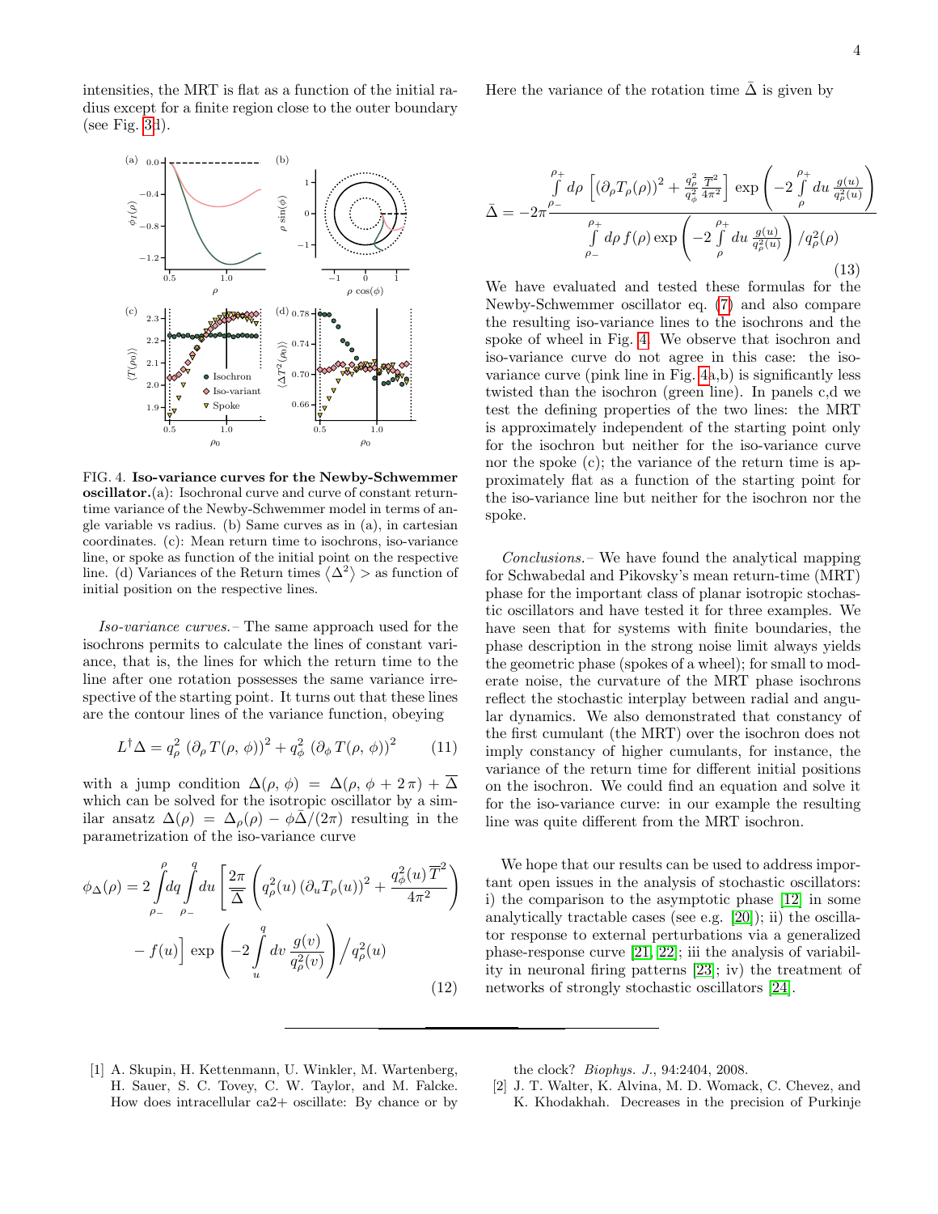intensities, the MRT is flat as a function of the initial radius except for a finite region close to the outer boundary (see Fig. 3d).

FIG. 4. **Iso-variance curves for the Newby-Schwemmer oscillator.**(a): Isochronal curve and curve of constant return-time variance of the Newby-Schwemmer model in terms of angle variable vs radius. (b) Same curves as in (a), in cartesian coordinates. (c): Mean return time to isochrons, iso-variance line, or spoke as function of the initial point on the respective line. (d) Variances of the Return times $\langle \Delta^2 \rangle >$ as function of initial position on the respective lines.

*Iso-variance curves.–* The same approach used for the isochrons permits to calculate the lines of constant variance, that is, the lines for which the return time to the line after one rotation possesses the same variance irrespective of the starting point. It turns out that these lines are the contour lines of the variance function, obeying

$$L^\dagger \Delta = q_\rho^2 \, (\partial_\rho T(\rho,\,\phi))^2 + q_\phi^2 \, (\partial_\phi T(\rho,\,\phi))^2 \tag{11}$$

with a jump condition $\Delta(\rho,\,\phi) = \Delta(\rho,\,\phi+2\,\pi) + \overline{\Delta}$ which can be solved for the isotropic oscillator by a similar ansatz $\Delta(\rho) = \Delta_\rho(\rho) - \phi\bar{\Delta}/(2\pi)$ resulting in the parametrization of the iso-variance curve

$$\phi_\Delta(\rho) = 2\int_{\rho_-}^{\rho} dq \int_{\rho_-}^{q} du \left[\frac{2\pi}{\overline{\Delta}}\left(q_\rho^2(u)\,(\partial_u T_\rho(u))^2 + \frac{q_\phi^2(u)\,\overline{T}^2}{4\pi^2}\right)\right. \\ \left. - f(u)\right] \exp\left(-2\int_u^q dv\, \frac{g(v)}{q_\rho^2(v)}\right)\Big/ q_\rho^2(u) \tag{12}$$

Here the variance of the rotation time $\bar{\Delta}$ is given by

$$\bar{\Delta} = -2\pi \frac{\int_{\rho_-}^{\rho_+} d\rho\, \left[(\partial_\rho T_\rho(\rho))^2 + \frac{q_\rho^2}{q_\phi^2}\frac{\overline{T}^2}{4\pi^2}\right] \exp\left(-2\int_\rho^{\rho_+} du\, \frac{g(u)}{q_\rho^2(u)}\right)}{\int_{\rho_-}^{\rho_+} d\rho\, f(\rho) \exp\left(-2\int_\rho^{\rho_+} du\, \frac{g(u)}{q_\rho^2(u)}\right)/q_\rho^2(\rho)} \tag{13}$$

We have evaluated and tested these formulas for the Newby-Schwemmer oscillator eq. (7) and also compare the resulting iso-variance lines to the isochrons and the spoke of wheel in Fig. 4. We observe that isochron and iso-variance curve do not agree in this case: the iso-variance curve (pink line in Fig. 4a,b) is significantly less twisted than the isochron (green line). In panels c,d we test the defining properties of the two lines: the MRT is approximately independent of the starting point only for the isochron but neither for the iso-variance curve nor the spoke (c); the variance of the return time is approximately flat as a function of the starting point for the iso-variance line but neither for the isochron nor the spoke.

*Conclusions.–* We have found the analytical mapping for Schwabedal and Pikovsky's mean return-time (MRT) phase for the important class of planar isotropic stochastic oscillators and have tested it for three examples. We have seen that for systems with finite boundaries, the phase description in the strong noise limit always yields the geometric phase (spokes of a wheel); for small to moderate noise, the curvature of the MRT phase isochrons reflect the stochastic interplay between radial and angular dynamics. We also demonstrated that constancy of the first cumulant (the MRT) over the isochron does not imply constancy of higher cumulants, for instance, the variance of the return time for different initial positions on the isochron. We could find an equation and solve it for the iso-variance curve: in our example the resulting line was quite different from the MRT isochron.

We hope that our results can be used to address important open issues in the analysis of stochastic oscillators: i) the comparison to the asymptotic phase [12] in some analytically tractable cases (see e.g. [20]); ii) the oscillator response to external perturbations via a generalized phase-response curve [21, 22]; iii the analysis of variability in neuronal firing patterns [23]; iv) the treatment of networks of strongly stochastic oscillators [24].

---

[1] A. Skupin, H. Kettenmann, U. Winkler, M. Wartenberg, H. Sauer, S. C. Tovey, C. W. Taylor, and M. Falcke. How does intracellular ca2+ oscillate: By chance or by the clock? *Biophys. J.*, 94:2404, 2008.

[2] J. T. Walter, K. Alvina, M. D. Womack, C. Chevez, and K. Khodakhah. Decreases in the precision of Purkinje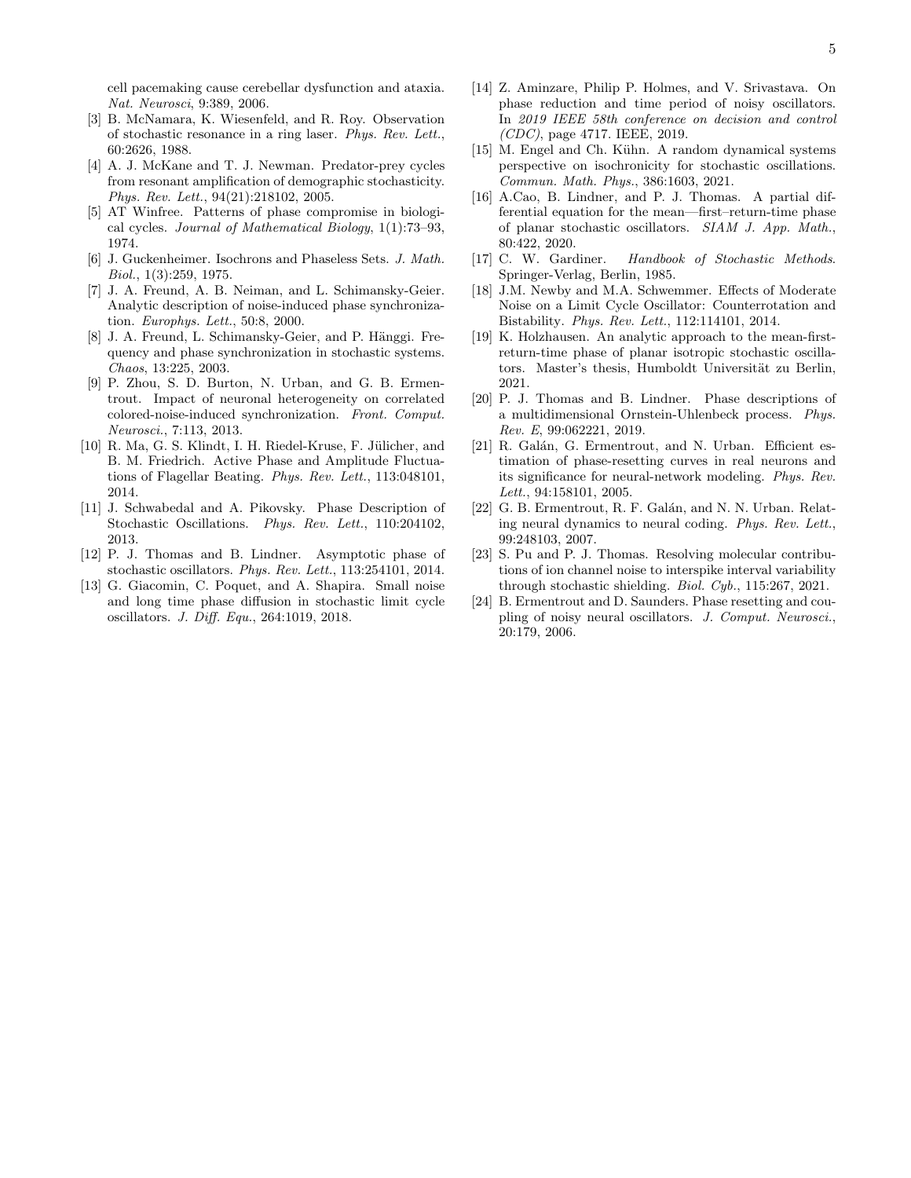cell pacemaking cause cerebellar dysfunction and ataxia. *Nat. Neurosci*, 9:389, 2006.

[3] B. McNamara, K. Wiesenfeld, and R. Roy. Observation of stochastic resonance in a ring laser. *Phys. Rev. Lett.*, 60:2626, 1988.

[4] A. J. McKane and T. J. Newman. Predator-prey cycles from resonant amplification of demographic stochasticity. *Phys. Rev. Lett.*, 94(21):218102, 2005.

[5] AT Winfree. Patterns of phase compromise in biological cycles. *Journal of Mathematical Biology*, 1(1):73–93, 1974.

[6] J. Guckenheimer. Isochrons and Phaseless Sets. *J. Math. Biol.*, 1(3):259, 1975.

[7] J. A. Freund, A. B. Neiman, and L. Schimansky-Geier. Analytic description of noise-induced phase synchronization. *Europhys. Lett.*, 50:8, 2000.

[8] J. A. Freund, L. Schimansky-Geier, and P. Hänggi. Frequency and phase synchronization in stochastic systems. *Chaos*, 13:225, 2003.

[9] P. Zhou, S. D. Burton, N. Urban, and G. B. Ermentrout. Impact of neuronal heterogeneity on correlated colored-noise-induced synchronization. *Front. Comput. Neurosci.*, 7:113, 2013.

[10] R. Ma, G. S. Klindt, I. H. Riedel-Kruse, F. Jülicher, and B. M. Friedrich. Active Phase and Amplitude Fluctuations of Flagellar Beating. *Phys. Rev. Lett.*, 113:048101, 2014.

[11] J. Schwabedal and A. Pikovsky. Phase Description of Stochastic Oscillations. *Phys. Rev. Lett.*, 110:204102, 2013.

[12] P. J. Thomas and B. Lindner. Asymptotic phase of stochastic oscillators. *Phys. Rev. Lett.*, 113:254101, 2014.

[13] G. Giacomin, C. Poquet, and A. Shapira. Small noise and long time phase diffusion in stochastic limit cycle oscillators. *J. Diff. Equ.*, 264:1019, 2018.

[14] Z. Aminzare, Philip P. Holmes, and V. Srivastava. On phase reduction and time period of noisy oscillators. In *2019 IEEE 58th conference on decision and control (CDC)*, page 4717. IEEE, 2019.

[15] M. Engel and Ch. Kühn. A random dynamical systems perspective on isochronicity for stochastic oscillations. *Commun. Math. Phys.*, 386:1603, 2021.

[16] A.Cao, B. Lindner, and P. J. Thomas. A partial differential equation for the mean—first–return-time phase of planar stochastic oscillators. *SIAM J. App. Math.*, 80:422, 2020.

[17] C. W. Gardiner. *Handbook of Stochastic Methods*. Springer-Verlag, Berlin, 1985.

[18] J.M. Newby and M.A. Schwemmer. Effects of Moderate Noise on a Limit Cycle Oscillator: Counterrotation and Bistability. *Phys. Rev. Lett.*, 112:114101, 2014.

[19] K. Holzhausen. An analytic approach to the mean-first-return-time phase of planar isotropic stochastic oscillators. Master's thesis, Humboldt Universität zu Berlin, 2021.

[20] P. J. Thomas and B. Lindner. Phase descriptions of a multidimensional Ornstein-Uhlenbeck process. *Phys. Rev. E*, 99:062221, 2019.

[21] R. Galán, G. Ermentrout, and N. Urban. Efficient estimation of phase-resetting curves in real neurons and its significance for neural-network modeling. *Phys. Rev. Lett.*, 94:158101, 2005.

[22] G. B. Ermentrout, R. F. Galán, and N. N. Urban. Relating neural dynamics to neural coding. *Phys. Rev. Lett.*, 99:248103, 2007.

[23] S. Pu and P. J. Thomas. Resolving molecular contributions of ion channel noise to interspike interval variability through stochastic shielding. *Biol. Cyb.*, 115:267, 2021.

[24] B. Ermentrout and D. Saunders. Phase resetting and coupling of noisy neural oscillators. *J. Comput. Neurosci.*, 20:179, 2006.